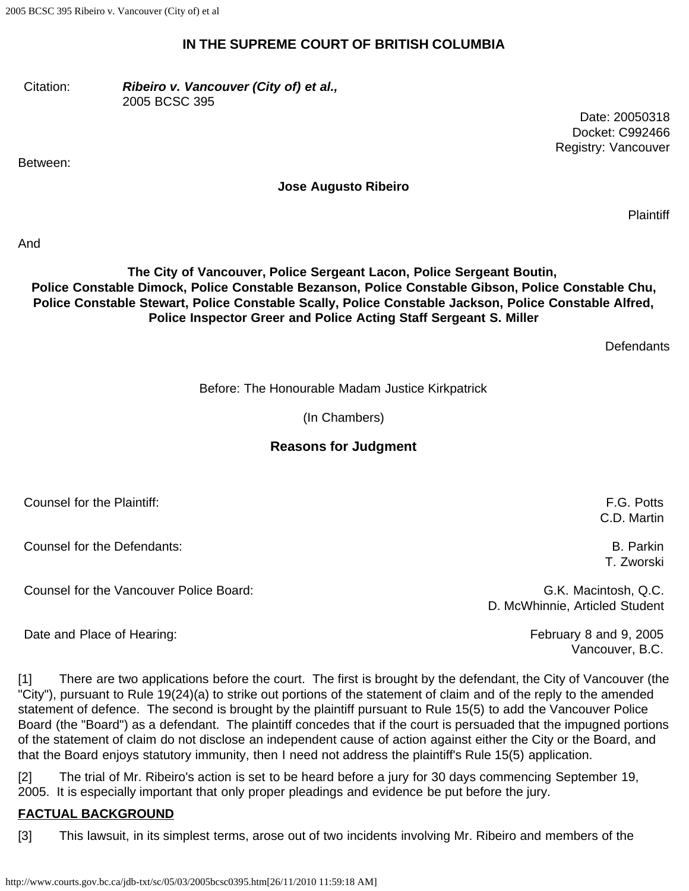**IN THE SUPREME COURT OF BRITISH COLUMBIA**

| | |
|---|---|
| Citation: | ***Ribeiro v. Vancouver (City of) et al.,*** 2005 BCSC 395 |

Date: 20050318
Docket: C992466
Registry: Vancouver

Between:

**Jose Augusto Ribeiro**

Plaintiff

And

**The City of Vancouver, Police Sergeant Lacon, Police Sergeant Boutin, Police Constable Dimock, Police Constable Bezanson, Police Constable Gibson, Police Constable Chu, Police Constable Stewart, Police Constable Scally, Police Constable Jackson, Police Constable Alfred, Police Inspector Greer and Police Acting Staff Sergeant S. Miller**

Defendants

Before: The Honourable Madam Justice Kirkpatrick

(In Chambers)

## Reasons for Judgment

| | |
|---|---|
| Counsel for the Plaintiff: | F.G. Potts<br>C.D. Martin |
| Counsel for the Defendants: | B. Parkin<br>T. Zworski |
| Counsel for the Vancouver Police Board: | G.K. Macintosh, Q.C.<br>D. McWhinnie, Articled Student |
| Date and Place of Hearing: | February 8 and 9, 2005<br>Vancouver, B.C. |

[1] There are two applications before the court. The first is brought by the defendant, the City of Vancouver (the "City"), pursuant to Rule 19(24)(a) to strike out portions of the statement of claim and of the reply to the amended statement of defence. The second is brought by the plaintiff pursuant to Rule 15(5) to add the Vancouver Police Board (the "Board") as a defendant. The plaintiff concedes that if the court is persuaded that the impugned portions of the statement of claim do not disclose an independent cause of action against either the City or the Board, and that the Board enjoys statutory immunity, then I need not address the plaintiff's Rule 15(5) application.

[2] The trial of Mr. Ribeiro's action is set to be heard before a jury for 30 days commencing September 19, 2005. It is especially important that only proper pleadings and evidence be put before the jury.

**FACTUAL BACKGROUND**

[3] This lawsuit, in its simplest terms, arose out of two incidents involving Mr. Ribeiro and members of the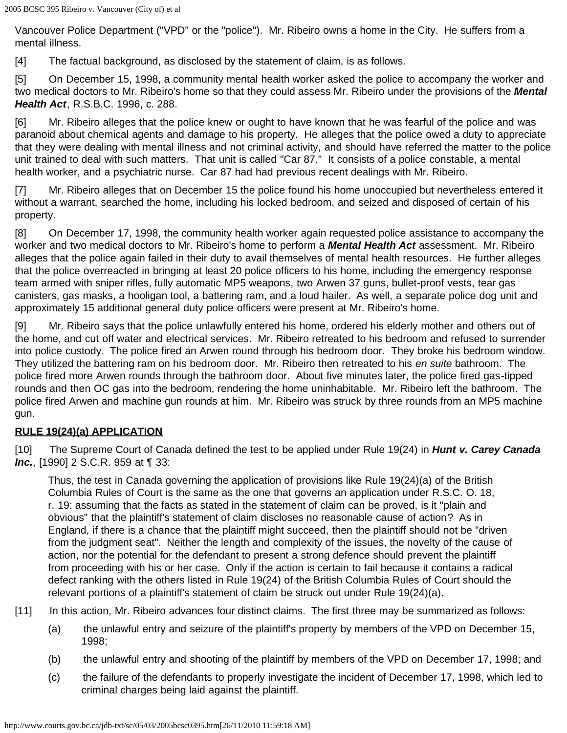Vancouver Police Department ("VPD" or the "police"). Mr. Ribeiro owns a home in the City. He suffers from a mental illness.

[4] The factual background, as disclosed by the statement of claim, is as follows.

[5] On December 15, 1998, a community mental health worker asked the police to accompany the worker and two medical doctors to Mr. Ribeiro's home so that they could assess Mr. Ribeiro under the provisions of the ***Mental Health Act***, R.S.B.C. 1996, c. 288.

[6] Mr. Ribeiro alleges that the police knew or ought to have known that he was fearful of the police and was paranoid about chemical agents and damage to his property. He alleges that the police owed a duty to appreciate that they were dealing with mental illness and not criminal activity, and should have referred the matter to the police unit trained to deal with such matters. That unit is called "Car 87." It consists of a police constable, a mental health worker, and a psychiatric nurse. Car 87 had had previous recent dealings with Mr. Ribeiro.

[7] Mr. Ribeiro alleges that on December 15 the police found his home unoccupied but nevertheless entered it without a warrant, searched the home, including his locked bedroom, and seized and disposed of certain of his property.

[8] On December 17, 1998, the community health worker again requested police assistance to accompany the worker and two medical doctors to Mr. Ribeiro's home to perform a ***Mental Health Act*** assessment. Mr. Ribeiro alleges that the police again failed in their duty to avail themselves of mental health resources. He further alleges that the police overreacted in bringing at least 20 police officers to his home, including the emergency response team armed with sniper rifles, fully automatic MP5 weapons, two Arwen 37 guns, bullet-proof vests, tear gas canisters, gas masks, a hooligan tool, a battering ram, and a loud hailer. As well, a separate police dog unit and approximately 15 additional general duty police officers were present at Mr. Ribeiro's home.

[9] Mr. Ribeiro says that the police unlawfully entered his home, ordered his elderly mother and others out of the home, and cut off water and electrical services. Mr. Ribeiro retreated to his bedroom and refused to surrender into police custody. The police fired an Arwen round through his bedroom door. They broke his bedroom window. They utilized the battering ram on his bedroom door. Mr. Ribeiro then retreated to his *en suite* bathroom. The police fired more Arwen rounds through the bathroom door. About five minutes later, the police fired gas-tipped rounds and then OC gas into the bedroom, rendering the home uninhabitable. Mr. Ribeiro left the bathroom. The police fired Arwen and machine gun rounds at him. Mr. Ribeiro was struck by three rounds from an MP5 machine gun.

**RULE 19(24)(a) APPLICATION**

[10] The Supreme Court of Canada defined the test to be applied under Rule 19(24) in ***Hunt v. Carey Canada Inc.***, [1990] 2 S.C.R. 959 at ¶ 33:

> Thus, the test in Canada governing the application of provisions like Rule 19(24)(a) of the British Columbia Rules of Court is the same as the one that governs an application under R.S.C. O. 18, r. 19: assuming that the facts as stated in the statement of claim can be proved, is it "plain and obvious" that the plaintiff's statement of claim discloses no reasonable cause of action? As in England, if there is a chance that the plaintiff might succeed, then the plaintiff should not be "driven from the judgment seat". Neither the length and complexity of the issues, the novelty of the cause of action, nor the potential for the defendant to present a strong defence should prevent the plaintiff from proceeding with his or her case. Only if the action is certain to fail because it contains a radical defect ranking with the others listed in Rule 19(24) of the British Columbia Rules of Court should the relevant portions of a plaintiff's statement of claim be struck out under Rule 19(24)(a).

[11] In this action, Mr. Ribeiro advances four distinct claims. The first three may be summarized as follows:

(a) the unlawful entry and seizure of the plaintiff's property by members of the VPD on December 15, 1998;

(b) the unlawful entry and shooting of the plaintiff by members of the VPD on December 17, 1998; and

(c) the failure of the defendants to properly investigate the incident of December 17, 1998, which led to criminal charges being laid against the plaintiff.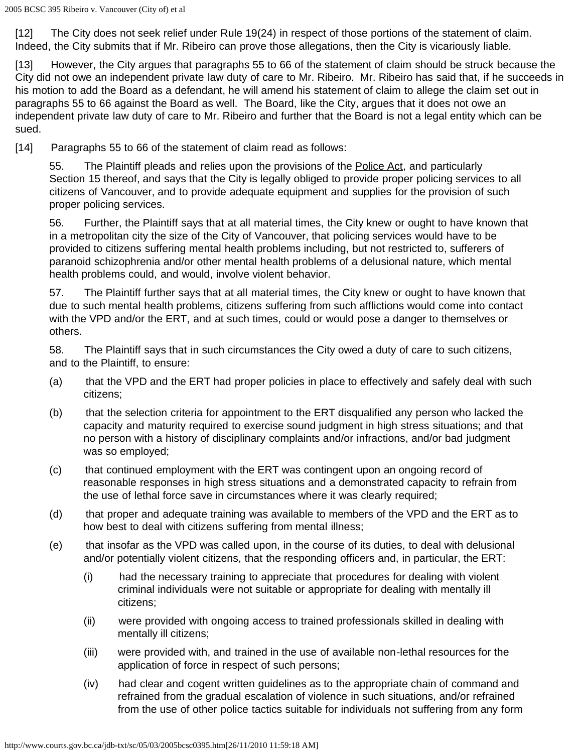[12] The City does not seek relief under Rule 19(24) in respect of those portions of the statement of claim. Indeed, the City submits that if Mr. Ribeiro can prove those allegations, then the City is vicariously liable.

[13] However, the City argues that paragraphs 55 to 66 of the statement of claim should be struck because the City did not owe an independent private law duty of care to Mr. Ribeiro. Mr. Ribeiro has said that, if he succeeds in his motion to add the Board as a defendant, he will amend his statement of claim to allege the claim set out in paragraphs 55 to 66 against the Board as well. The Board, like the City, argues that it does not owe an independent private law duty of care to Mr. Ribeiro and further that the Board is not a legal entity which can be sued.

[14] Paragraphs 55 to 66 of the statement of claim read as follows:

> 55. The Plaintiff pleads and relies upon the provisions of the Police Act, and particularly Section 15 thereof, and says that the City is legally obliged to provide proper policing services to all citizens of Vancouver, and to provide adequate equipment and supplies for the provision of such proper policing services.
>
> 56. Further, the Plaintiff says that at all material times, the City knew or ought to have known that in a metropolitan city the size of the City of Vancouver, that policing services would have to be provided to citizens suffering mental health problems including, but not restricted to, sufferers of paranoid schizophrenia and/or other mental health problems of a delusional nature, which mental health problems could, and would, involve violent behavior.
>
> 57. The Plaintiff further says that at all material times, the City knew or ought to have known that due to such mental health problems, citizens suffering from such afflictions would come into contact with the VPD and/or the ERT, and at such times, could or would pose a danger to themselves or others.
>
> 58. The Plaintiff says that in such circumstances the City owed a duty of care to such citizens, and to the Plaintiff, to ensure:
>
> (a) that the VPD and the ERT had proper policies in place to effectively and safely deal with such citizens;
>
> (b) that the selection criteria for appointment to the ERT disqualified any person who lacked the capacity and maturity required to exercise sound judgment in high stress situations; and that no person with a history of disciplinary complaints and/or infractions, and/or bad judgment was so employed;
>
> (c) that continued employment with the ERT was contingent upon an ongoing record of reasonable responses in high stress situations and a demonstrated capacity to refrain from the use of lethal force save in circumstances where it was clearly required;
>
> (d) that proper and adequate training was available to members of the VPD and the ERT as to how best to deal with citizens suffering from mental illness;
>
> (e) that insofar as the VPD was called upon, in the course of its duties, to deal with delusional and/or potentially violent citizens, that the responding officers and, in particular, the ERT:
>
> (i) had the necessary training to appreciate that procedures for dealing with violent criminal individuals were not suitable or appropriate for dealing with mentally ill citizens;
>
> (ii) were provided with ongoing access to trained professionals skilled in dealing with mentally ill citizens;
>
> (iii) were provided with, and trained in the use of available non-lethal resources for the application of force in respect of such persons;
>
> (iv) had clear and cogent written guidelines as to the appropriate chain of command and refrained from the gradual escalation of violence in such situations, and/or refrained from the use of other police tactics suitable for individuals not suffering from any form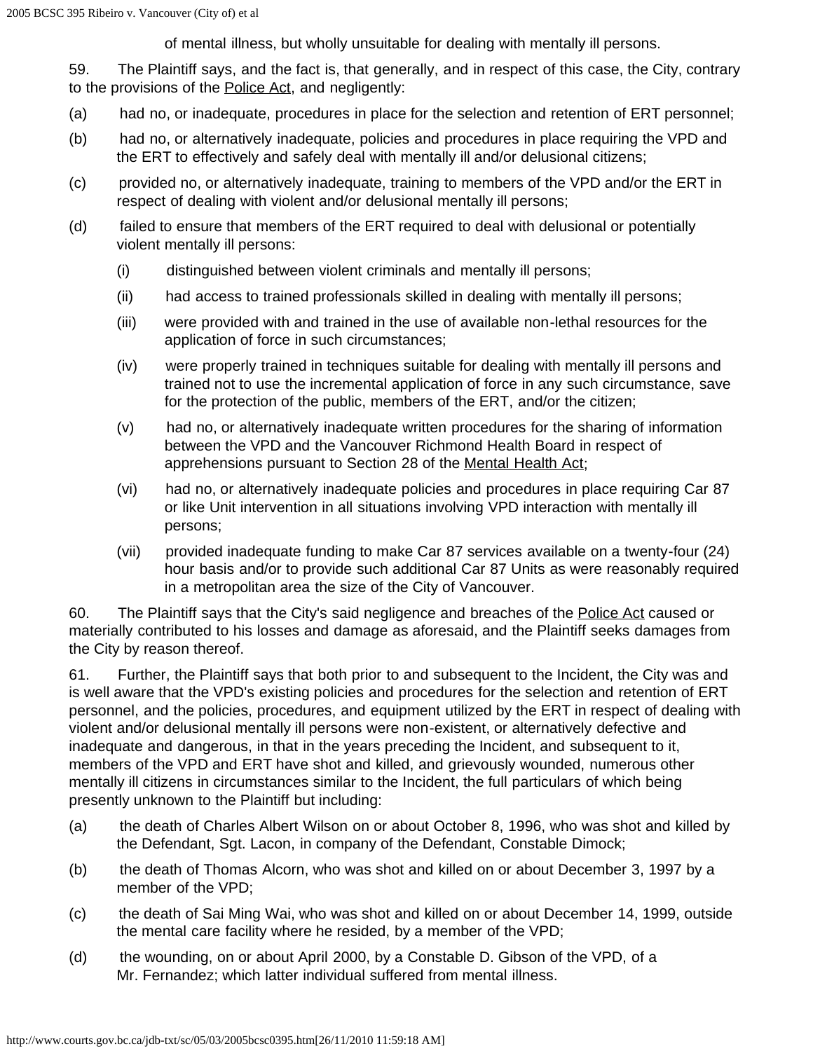of mental illness, but wholly unsuitable for dealing with mentally ill persons.

59. The Plaintiff says, and the fact is, that generally, and in respect of this case, the City, contrary to the provisions of the Police Act, and negligently:

(a) had no, or inadequate, procedures in place for the selection and retention of ERT personnel;

(b) had no, or alternatively inadequate, policies and procedures in place requiring the VPD and the ERT to effectively and safely deal with mentally ill and/or delusional citizens;

(c) provided no, or alternatively inadequate, training to members of the VPD and/or the ERT in respect of dealing with violent and/or delusional mentally ill persons;

(d) failed to ensure that members of the ERT required to deal with delusional or potentially violent mentally ill persons:

(i) distinguished between violent criminals and mentally ill persons;

(ii) had access to trained professionals skilled in dealing with mentally ill persons;

(iii) were provided with and trained in the use of available non-lethal resources for the application of force in such circumstances;

(iv) were properly trained in techniques suitable for dealing with mentally ill persons and trained not to use the incremental application of force in any such circumstance, save for the protection of the public, members of the ERT, and/or the citizen;

(v) had no, or alternatively inadequate written procedures for the sharing of information between the VPD and the Vancouver Richmond Health Board in respect of apprehensions pursuant to Section 28 of the Mental Health Act;

(vi) had no, or alternatively inadequate policies and procedures in place requiring Car 87 or like Unit intervention in all situations involving VPD interaction with mentally ill persons;

(vii) provided inadequate funding to make Car 87 services available on a twenty-four (24) hour basis and/or to provide such additional Car 87 Units as were reasonably required in a metropolitan area the size of the City of Vancouver.

60. The Plaintiff says that the City's said negligence and breaches of the Police Act caused or materially contributed to his losses and damage as aforesaid, and the Plaintiff seeks damages from the City by reason thereof.

61. Further, the Plaintiff says that both prior to and subsequent to the Incident, the City was and is well aware that the VPD's existing policies and procedures for the selection and retention of ERT personnel, and the policies, procedures, and equipment utilized by the ERT in respect of dealing with violent and/or delusional mentally ill persons were non-existent, or alternatively defective and inadequate and dangerous, in that in the years preceding the Incident, and subsequent to it, members of the VPD and ERT have shot and killed, and grievously wounded, numerous other mentally ill citizens in circumstances similar to the Incident, the full particulars of which being presently unknown to the Plaintiff but including:

(a) the death of Charles Albert Wilson on or about October 8, 1996, who was shot and killed by the Defendant, Sgt. Lacon, in company of the Defendant, Constable Dimock;

(b) the death of Thomas Alcorn, who was shot and killed on or about December 3, 1997 by a member of the VPD;

(c) the death of Sai Ming Wai, who was shot and killed on or about December 14, 1999, outside the mental care facility where he resided, by a member of the VPD;

(d) the wounding, on or about April 2000, by a Constable D. Gibson of the VPD, of a Mr. Fernandez; which latter individual suffered from mental illness.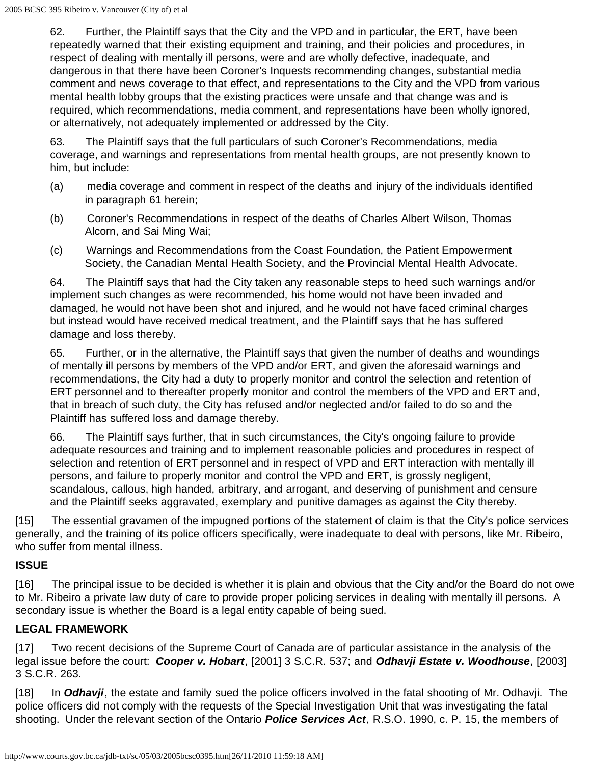62. Further, the Plaintiff says that the City and the VPD and in particular, the ERT, have been repeatedly warned that their existing equipment and training, and their policies and procedures, in respect of dealing with mentally ill persons, were and are wholly defective, inadequate, and dangerous in that there have been Coroner's Inquests recommending changes, substantial media comment and news coverage to that effect, and representations to the City and the VPD from various mental health lobby groups that the existing practices were unsafe and that change was and is required, which recommendations, media comment, and representations have been wholly ignored, or alternatively, not adequately implemented or addressed by the City.

63. The Plaintiff says that the full particulars of such Coroner's Recommendations, media coverage, and warnings and representations from mental health groups, are not presently known to him, but include:

(a) media coverage and comment in respect of the deaths and injury of the individuals identified in paragraph 61 herein;

(b) Coroner's Recommendations in respect of the deaths of Charles Albert Wilson, Thomas Alcorn, and Sai Ming Wai;

(c) Warnings and Recommendations from the Coast Foundation, the Patient Empowerment Society, the Canadian Mental Health Society, and the Provincial Mental Health Advocate.

64. The Plaintiff says that had the City taken any reasonable steps to heed such warnings and/or implement such changes as were recommended, his home would not have been invaded and damaged, he would not have been shot and injured, and he would not have faced criminal charges but instead would have received medical treatment, and the Plaintiff says that he has suffered damage and loss thereby.

65. Further, or in the alternative, the Plaintiff says that given the number of deaths and woundings of mentally ill persons by members of the VPD and/or ERT, and given the aforesaid warnings and recommendations, the City had a duty to properly monitor and control the selection and retention of ERT personnel and to thereafter properly monitor and control the members of the VPD and ERT and, that in breach of such duty, the City has refused and/or neglected and/or failed to do so and the Plaintiff has suffered loss and damage thereby.

66. The Plaintiff says further, that in such circumstances, the City's ongoing failure to provide adequate resources and training and to implement reasonable policies and procedures in respect of selection and retention of ERT personnel and in respect of VPD and ERT interaction with mentally ill persons, and failure to properly monitor and control the VPD and ERT, is grossly negligent, scandalous, callous, high handed, arbitrary, and arrogant, and deserving of punishment and censure and the Plaintiff seeks aggravated, exemplary and punitive damages as against the City thereby.

[15] The essential gravamen of the impugned portions of the statement of claim is that the City's police services generally, and the training of its police officers specifically, were inadequate to deal with persons, like Mr. Ribeiro, who suffer from mental illness.

## ISSUE

[16] The principal issue to be decided is whether it is plain and obvious that the City and/or the Board do not owe to Mr. Ribeiro a private law duty of care to provide proper policing services in dealing with mentally ill persons. A secondary issue is whether the Board is a legal entity capable of being sued.

## LEGAL FRAMEWORK

[17] Two recent decisions of the Supreme Court of Canada are of particular assistance in the analysis of the legal issue before the court: ***Cooper v. Hobart***, [2001] 3 S.C.R. 537; and ***Odhavji Estate v. Woodhouse***, [2003] 3 S.C.R. 263.

[18] In ***Odhavji***, the estate and family sued the police officers involved in the fatal shooting of Mr. Odhavji. The police officers did not comply with the requests of the Special Investigation Unit that was investigating the fatal shooting. Under the relevant section of the Ontario ***Police Services Act***, R.S.O. 1990, c. P. 15, the members of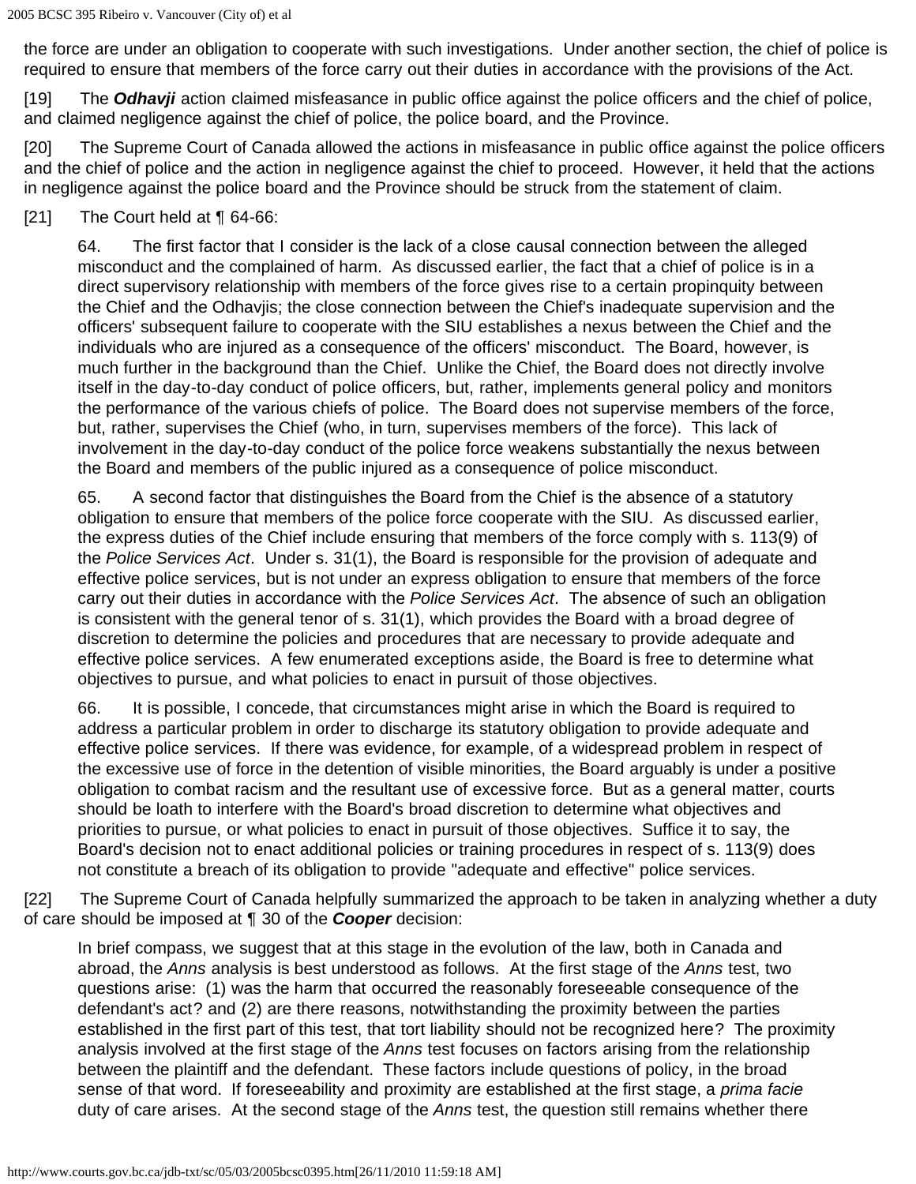the force are under an obligation to cooperate with such investigations. Under another section, the chief of police is required to ensure that members of the force carry out their duties in accordance with the provisions of the Act.

[19] The ***Odhavji*** action claimed misfeasance in public office against the police officers and the chief of police, and claimed negligence against the chief of police, the police board, and the Province.

[20] The Supreme Court of Canada allowed the actions in misfeasance in public office against the police officers and the chief of police and the action in negligence against the chief to proceed. However, it held that the actions in negligence against the police board and the Province should be struck from the statement of claim.

[21] The Court held at ¶ 64-66:

> 64. The first factor that I consider is the lack of a close causal connection between the alleged misconduct and the complained of harm. As discussed earlier, the fact that a chief of police is in a direct supervisory relationship with members of the force gives rise to a certain propinquity between the Chief and the Odhavjis; the close connection between the Chief's inadequate supervision and the officers' subsequent failure to cooperate with the SIU establishes a nexus between the Chief and the individuals who are injured as a consequence of the officers' misconduct. The Board, however, is much further in the background than the Chief. Unlike the Chief, the Board does not directly involve itself in the day-to-day conduct of police officers, but, rather, implements general policy and monitors the performance of the various chiefs of police. The Board does not supervise members of the force, but, rather, supervises the Chief (who, in turn, supervises members of the force). This lack of involvement in the day-to-day conduct of the police force weakens substantially the nexus between the Board and members of the public injured as a consequence of police misconduct.
>
> 65. A second factor that distinguishes the Board from the Chief is the absence of a statutory obligation to ensure that members of the police force cooperate with the SIU. As discussed earlier, the express duties of the Chief include ensuring that members of the force comply with s. 113(9) of the *Police Services Act*. Under s. 31(1), the Board is responsible for the provision of adequate and effective police services, but is not under an express obligation to ensure that members of the force carry out their duties in accordance with the *Police Services Act*. The absence of such an obligation is consistent with the general tenor of s. 31(1), which provides the Board with a broad degree of discretion to determine the policies and procedures that are necessary to provide adequate and effective police services. A few enumerated exceptions aside, the Board is free to determine what objectives to pursue, and what policies to enact in pursuit of those objectives.
>
> 66. It is possible, I concede, that circumstances might arise in which the Board is required to address a particular problem in order to discharge its statutory obligation to provide adequate and effective police services. If there was evidence, for example, of a widespread problem in respect of the excessive use of force in the detention of visible minorities, the Board arguably is under a positive obligation to combat racism and the resultant use of excessive force. But as a general matter, courts should be loath to interfere with the Board's broad discretion to determine what objectives and priorities to pursue, or what policies to enact in pursuit of those objectives. Suffice it to say, the Board's decision not to enact additional policies or training procedures in respect of s. 113(9) does not constitute a breach of its obligation to provide "adequate and effective" police services.

[22] The Supreme Court of Canada helpfully summarized the approach to be taken in analyzing whether a duty of care should be imposed at ¶ 30 of the ***Cooper*** decision:

> In brief compass, we suggest that at this stage in the evolution of the law, both in Canada and abroad, the *Anns* analysis is best understood as follows. At the first stage of the *Anns* test, two questions arise: (1) was the harm that occurred the reasonably foreseeable consequence of the defendant's act? and (2) are there reasons, notwithstanding the proximity between the parties established in the first part of this test, that tort liability should not be recognized here? The proximity analysis involved at the first stage of the *Anns* test focuses on factors arising from the relationship between the plaintiff and the defendant. These factors include questions of policy, in the broad sense of that word. If foreseeability and proximity are established at the first stage, a *prima facie* duty of care arises. At the second stage of the *Anns* test, the question still remains whether there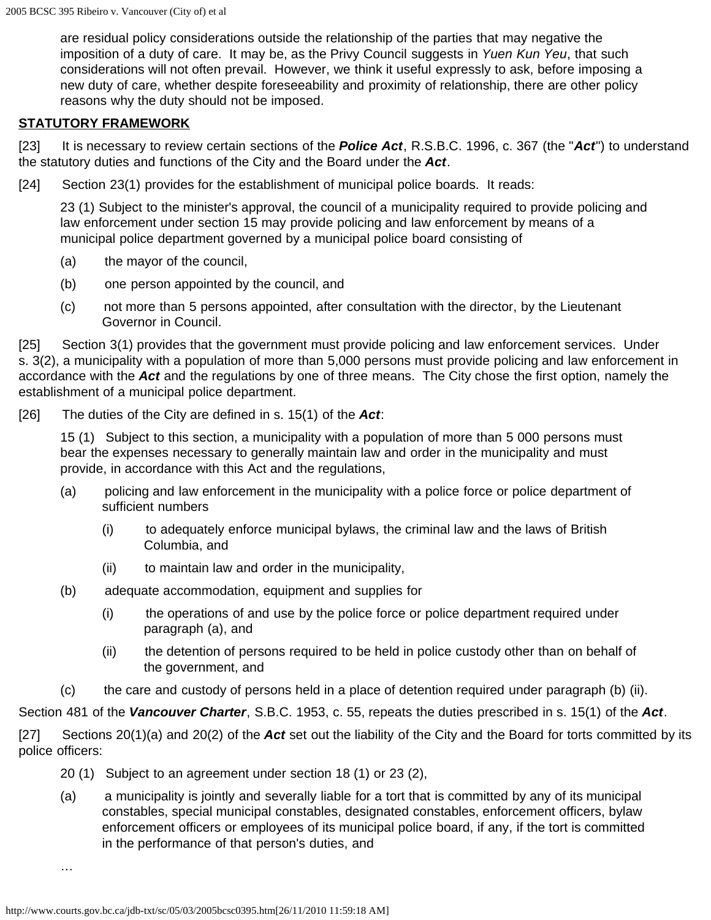> are residual policy considerations outside the relationship of the parties that may negative the imposition of a duty of care. It may be, as the Privy Council suggests in *Yuen Kun Yeu*, that such considerations will not often prevail. However, we think it useful expressly to ask, before imposing a new duty of care, whether despite foreseeability and proximity of relationship, there are other policy reasons why the duty should not be imposed.

**STATUTORY FRAMEWORK**

[23] It is necessary to review certain sections of the ***Police Act***, R.S.B.C. 1996, c. 367 (the "***Act***") to understand the statutory duties and functions of the City and the Board under the ***Act***.

[24] Section 23(1) provides for the establishment of municipal police boards. It reads:

> 23 (1) Subject to the minister's approval, the council of a municipality required to provide policing and law enforcement under section 15 may provide policing and law enforcement by means of a municipal police department governed by a municipal police board consisting of
>
> (a) the mayor of the council,
>
> (b) one person appointed by the council, and
>
> (c) not more than 5 persons appointed, after consultation with the director, by the Lieutenant Governor in Council.

[25] Section 3(1) provides that the government must provide policing and law enforcement services. Under s. 3(2), a municipality with a population of more than 5,000 persons must provide policing and law enforcement in accordance with the ***Act*** and the regulations by one of three means. The City chose the first option, namely the establishment of a municipal police department.

[26] The duties of the City are defined in s. 15(1) of the ***Act***:

> 15 (1) Subject to this section, a municipality with a population of more than 5 000 persons must bear the expenses necessary to generally maintain law and order in the municipality and must provide, in accordance with this Act and the regulations,
>
> (a) policing and law enforcement in the municipality with a police force or police department of sufficient numbers
>
> (i) to adequately enforce municipal bylaws, the criminal law and the laws of British Columbia, and
>
> (ii) to maintain law and order in the municipality,
>
> (b) adequate accommodation, equipment and supplies for
>
> (i) the operations of and use by the police force or police department required under paragraph (a), and
>
> (ii) the detention of persons required to be held in police custody other than on behalf of the government, and
>
> (c) the care and custody of persons held in a place of detention required under paragraph (b) (ii).

Section 481 of the ***Vancouver Charter***, S.B.C. 1953, c. 55, repeats the duties prescribed in s. 15(1) of the ***Act***.

[27] Sections 20(1)(a) and 20(2) of the ***Act*** set out the liability of the City and the Board for torts committed by its police officers:

> 20 (1) Subject to an agreement under section 18 (1) or 23 (2),
>
> (a) a municipality is jointly and severally liable for a tort that is committed by any of its municipal constables, special municipal constables, designated constables, enforcement officers, bylaw enforcement officers or employees of its municipal police board, if any, if the tort is committed in the performance of that person's duties, and
>
> …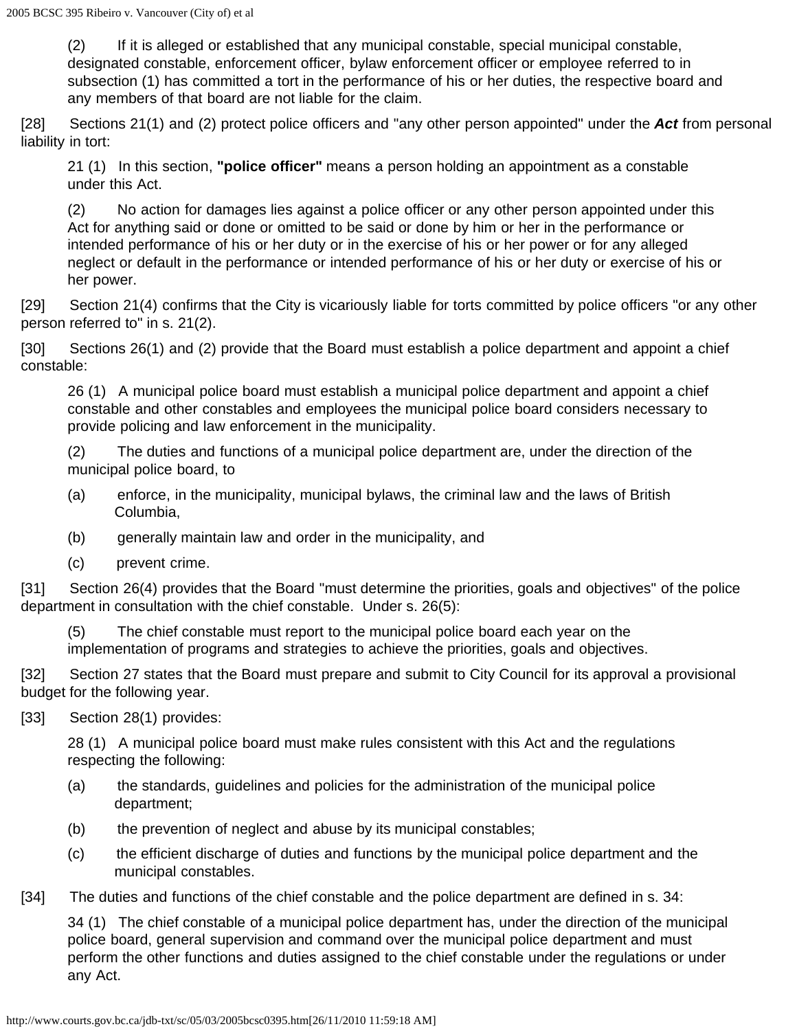(2) If it is alleged or established that any municipal constable, special municipal constable, designated constable, enforcement officer, bylaw enforcement officer or employee referred to in subsection (1) has committed a tort in the performance of his or her duties, the respective board and any members of that board are not liable for the claim.

[28] Sections 21(1) and (2) protect police officers and "any other person appointed" under the ***Act*** from personal liability in tort:

> 21 (1) In this section, **"police officer"** means a person holding an appointment as a constable under this Act.
>
> (2) No action for damages lies against a police officer or any other person appointed under this Act for anything said or done or omitted to be said or done by him or her in the performance or intended performance of his or her duty or in the exercise of his or her power or for any alleged neglect or default in the performance or intended performance of his or her duty or exercise of his or her power.

[29] Section 21(4) confirms that the City is vicariously liable for torts committed by police officers "or any other person referred to" in s. 21(2).

[30] Sections 26(1) and (2) provide that the Board must establish a police department and appoint a chief constable:

> 26 (1) A municipal police board must establish a municipal police department and appoint a chief constable and other constables and employees the municipal police board considers necessary to provide policing and law enforcement in the municipality.
>
> (2) The duties and functions of a municipal police department are, under the direction of the municipal police board, to
>
> (a) enforce, in the municipality, municipal bylaws, the criminal law and the laws of British Columbia,
>
> (b) generally maintain law and order in the municipality, and
>
> (c) prevent crime.

[31] Section 26(4) provides that the Board "must determine the priorities, goals and objectives" of the police department in consultation with the chief constable. Under s. 26(5):

> (5) The chief constable must report to the municipal police board each year on the implementation of programs and strategies to achieve the priorities, goals and objectives.

[32] Section 27 states that the Board must prepare and submit to City Council for its approval a provisional budget for the following year.

[33] Section 28(1) provides:

> 28 (1) A municipal police board must make rules consistent with this Act and the regulations respecting the following:
>
> (a) the standards, guidelines and policies for the administration of the municipal police department;
>
> (b) the prevention of neglect and abuse by its municipal constables;
>
> (c) the efficient discharge of duties and functions by the municipal police department and the municipal constables.

[34] The duties and functions of the chief constable and the police department are defined in s. 34:

> 34 (1) The chief constable of a municipal police department has, under the direction of the municipal police board, general supervision and command over the municipal police department and must perform the other functions and duties assigned to the chief constable under the regulations or under any Act.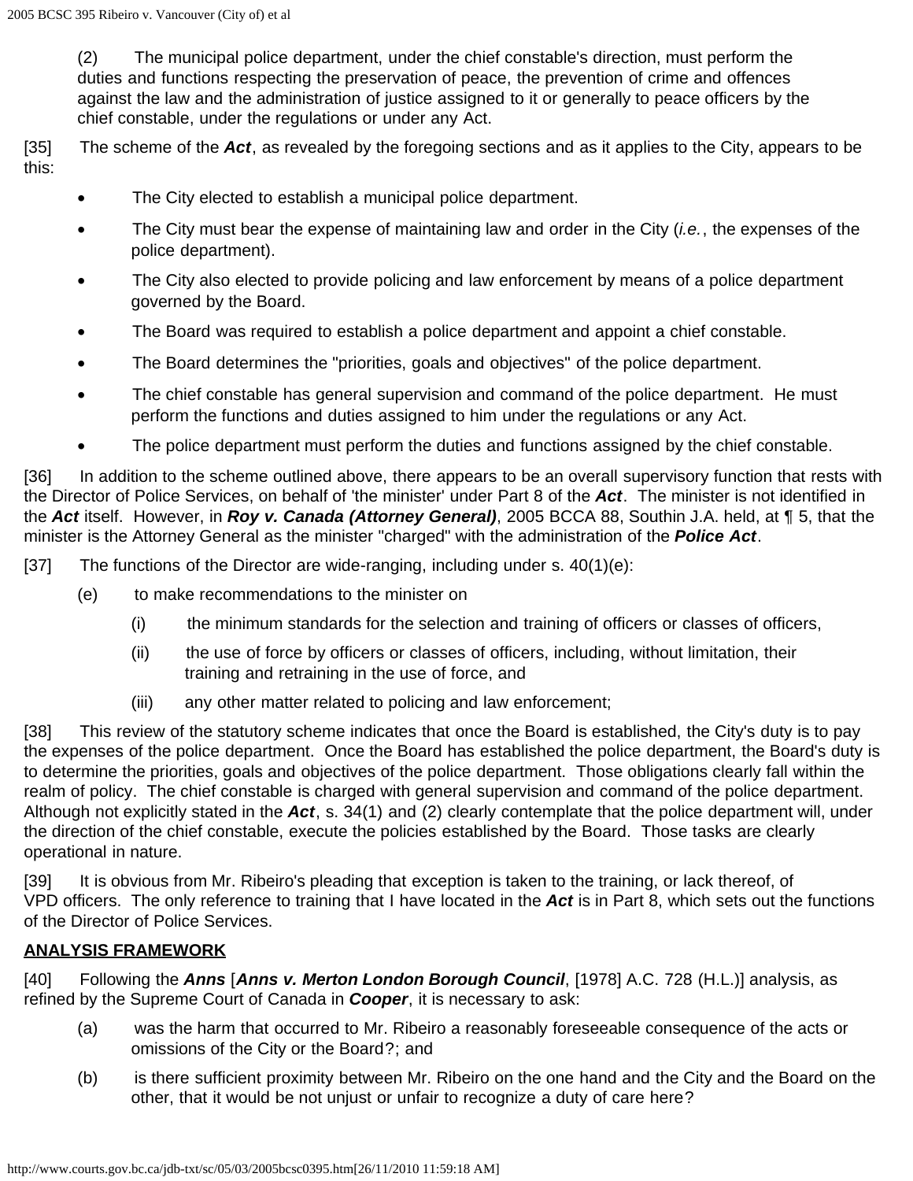(2) The municipal police department, under the chief constable's direction, must perform the duties and functions respecting the preservation of peace, the prevention of crime and offences against the law and the administration of justice assigned to it or generally to peace officers by the chief constable, under the regulations or under any Act.

[35] The scheme of the ***Act***, as revealed by the foregoing sections and as it applies to the City, appears to be this:

- The City elected to establish a municipal police department.
- The City must bear the expense of maintaining law and order in the City (*i.e.*, the expenses of the police department).
- The City also elected to provide policing and law enforcement by means of a police department governed by the Board.
- The Board was required to establish a police department and appoint a chief constable.
- The Board determines the "priorities, goals and objectives" of the police department.
- The chief constable has general supervision and command of the police department. He must perform the functions and duties assigned to him under the regulations or any Act.
- The police department must perform the duties and functions assigned by the chief constable.

[36] In addition to the scheme outlined above, there appears to be an overall supervisory function that rests with the Director of Police Services, on behalf of 'the minister' under Part 8 of the ***Act***. The minister is not identified in the ***Act*** itself. However, in ***Roy v. Canada (Attorney General)***, 2005 BCCA 88, Southin J.A. held, at ¶ 5, that the minister is the Attorney General as the minister "charged" with the administration of the ***Police Act***.

[37] The functions of the Director are wide-ranging, including under s. 40(1)(e):

> (e) to make recommendations to the minister on
>
> > (i) the minimum standards for the selection and training of officers or classes of officers,
> >
> > (ii) the use of force by officers or classes of officers, including, without limitation, their training and retraining in the use of force, and
> >
> > (iii) any other matter related to policing and law enforcement;

[38] This review of the statutory scheme indicates that once the Board is established, the City's duty is to pay the expenses of the police department. Once the Board has established the police department, the Board's duty is to determine the priorities, goals and objectives of the police department. Those obligations clearly fall within the realm of policy. The chief constable is charged with general supervision and command of the police department. Although not explicitly stated in the ***Act***, s. 34(1) and (2) clearly contemplate that the police department will, under the direction of the chief constable, execute the policies established by the Board. Those tasks are clearly operational in nature.

[39] It is obvious from Mr. Ribeiro's pleading that exception is taken to the training, or lack thereof, of VPD officers. The only reference to training that I have located in the ***Act*** is in Part 8, which sets out the functions of the Director of Police Services.

**ANALYSIS FRAMEWORK**

[40] Following the ***Anns*** [***Anns v. Merton London Borough Council***, [1978] A.C. 728 (H.L.)] analysis, as refined by the Supreme Court of Canada in ***Cooper***, it is necessary to ask:

> (a) was the harm that occurred to Mr. Ribeiro a reasonably foreseeable consequence of the acts or omissions of the City or the Board?; and
>
> (b) is there sufficient proximity between Mr. Ribeiro on the one hand and the City and the Board on the other, that it would be not unjust or unfair to recognize a duty of care here?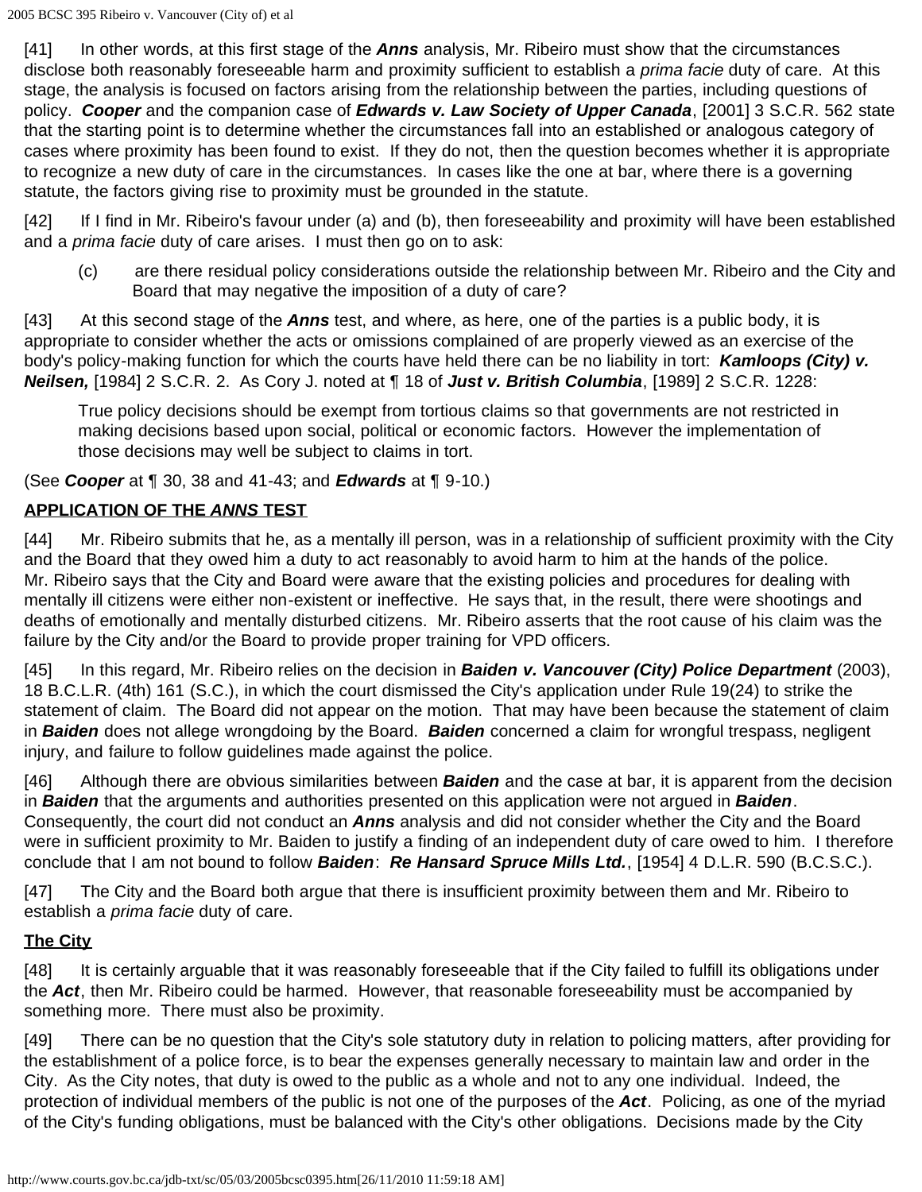[41] In other words, at this first stage of the ***Anns*** analysis, Mr. Ribeiro must show that the circumstances disclose both reasonably foreseeable harm and proximity sufficient to establish a *prima facie* duty of care. At this stage, the analysis is focused on factors arising from the relationship between the parties, including questions of policy. ***Cooper*** and the companion case of ***Edwards v. Law Society of Upper Canada***, [2001] 3 S.C.R. 562 state that the starting point is to determine whether the circumstances fall into an established or analogous category of cases where proximity has been found to exist. If they do not, then the question becomes whether it is appropriate to recognize a new duty of care in the circumstances. In cases like the one at bar, where there is a governing statute, the factors giving rise to proximity must be grounded in the statute.

[42] If I find in Mr. Ribeiro's favour under (a) and (b), then foreseeability and proximity will have been established and a *prima facie* duty of care arises. I must then go on to ask:

> (c) are there residual policy considerations outside the relationship between Mr. Ribeiro and the City and Board that may negative the imposition of a duty of care?

[43] At this second stage of the ***Anns*** test, and where, as here, one of the parties is a public body, it is appropriate to consider whether the acts or omissions complained of are properly viewed as an exercise of the body's policy-making function for which the courts have held there can be no liability in tort: ***Kamloops (City) v. Neilsen,*** [1984] 2 S.C.R. 2. As Cory J. noted at ¶ 18 of ***Just v. British Columbia***, [1989] 2 S.C.R. 1228:

> True policy decisions should be exempt from tortious claims so that governments are not restricted in making decisions based upon social, political or economic factors. However the implementation of those decisions may well be subject to claims in tort.

(See ***Cooper*** at ¶ 30, 38 and 41-43; and ***Edwards*** at ¶ 9-10.)

**APPLICATION OF THE *ANNS* TEST**

[44] Mr. Ribeiro submits that he, as a mentally ill person, was in a relationship of sufficient proximity with the City and the Board that they owed him a duty to act reasonably to avoid harm to him at the hands of the police. Mr. Ribeiro says that the City and Board were aware that the existing policies and procedures for dealing with mentally ill citizens were either non-existent or ineffective. He says that, in the result, there were shootings and deaths of emotionally and mentally disturbed citizens. Mr. Ribeiro asserts that the root cause of his claim was the failure by the City and/or the Board to provide proper training for VPD officers.

[45] In this regard, Mr. Ribeiro relies on the decision in ***Baiden v. Vancouver (City) Police Department*** (2003), 18 B.C.L.R. (4th) 161 (S.C.), in which the court dismissed the City's application under Rule 19(24) to strike the statement of claim. The Board did not appear on the motion. That may have been because the statement of claim in ***Baiden*** does not allege wrongdoing by the Board. ***Baiden*** concerned a claim for wrongful trespass, negligent injury, and failure to follow guidelines made against the police.

[46] Although there are obvious similarities between ***Baiden*** and the case at bar, it is apparent from the decision in ***Baiden*** that the arguments and authorities presented on this application were not argued in ***Baiden***. Consequently, the court did not conduct an ***Anns*** analysis and did not consider whether the City and the Board were in sufficient proximity to Mr. Baiden to justify a finding of an independent duty of care owed to him. I therefore conclude that I am not bound to follow ***Baiden***: ***Re Hansard Spruce Mills Ltd.***, [1954] 4 D.L.R. 590 (B.C.S.C.).

[47] The City and the Board both argue that there is insufficient proximity between them and Mr. Ribeiro to establish a *prima facie* duty of care.

**The City**

[48] It is certainly arguable that it was reasonably foreseeable that if the City failed to fulfill its obligations under the ***Act***, then Mr. Ribeiro could be harmed. However, that reasonable foreseeability must be accompanied by something more. There must also be proximity.

[49] There can be no question that the City's sole statutory duty in relation to policing matters, after providing for the establishment of a police force, is to bear the expenses generally necessary to maintain law and order in the City. As the City notes, that duty is owed to the public as a whole and not to any one individual. Indeed, the protection of individual members of the public is not one of the purposes of the ***Act***. Policing, as one of the myriad of the City's funding obligations, must be balanced with the City's other obligations. Decisions made by the City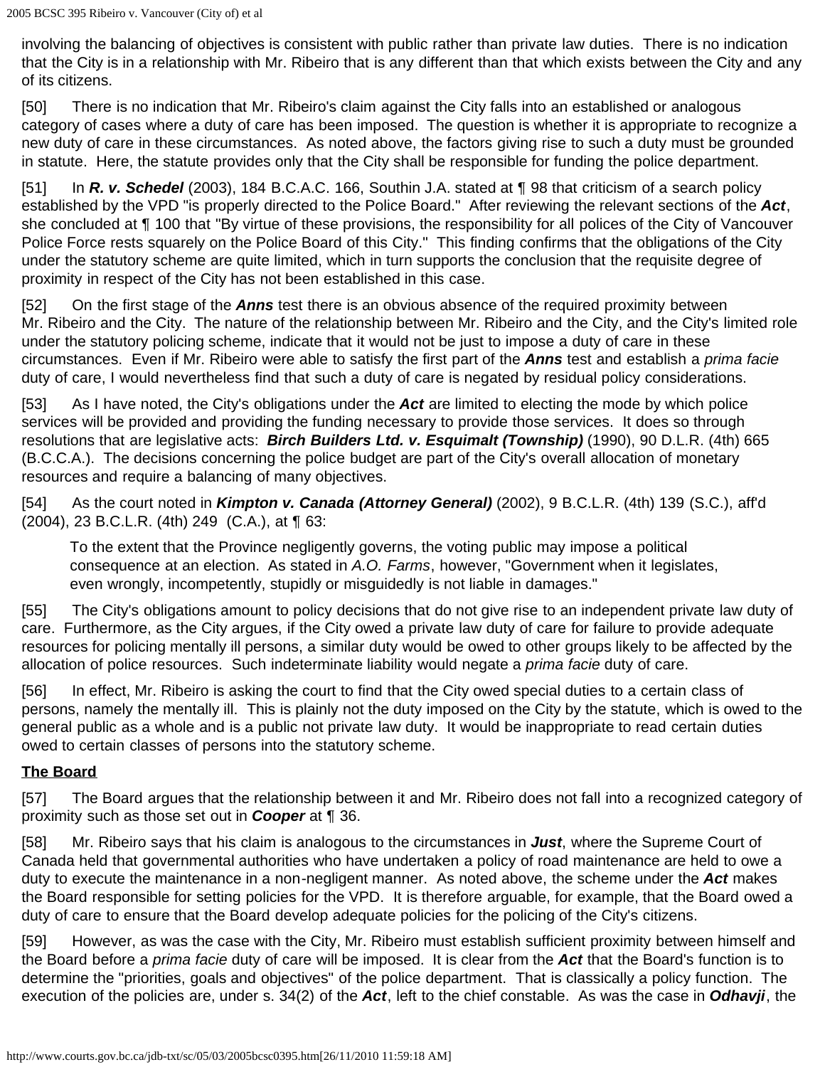involving the balancing of objectives is consistent with public rather than private law duties. There is no indication that the City is in a relationship with Mr. Ribeiro that is any different than that which exists between the City and any of its citizens.

[50] There is no indication that Mr. Ribeiro's claim against the City falls into an established or analogous category of cases where a duty of care has been imposed. The question is whether it is appropriate to recognize a new duty of care in these circumstances. As noted above, the factors giving rise to such a duty must be grounded in statute. Here, the statute provides only that the City shall be responsible for funding the police department.

[51] In ***R. v. Schedel*** (2003), 184 B.C.A.C. 166, Southin J.A. stated at ¶ 98 that criticism of a search policy established by the VPD "is properly directed to the Police Board." After reviewing the relevant sections of the ***Act***, she concluded at ¶ 100 that "By virtue of these provisions, the responsibility for all polices of the City of Vancouver Police Force rests squarely on the Police Board of this City." This finding confirms that the obligations of the City under the statutory scheme are quite limited, which in turn supports the conclusion that the requisite degree of proximity in respect of the City has not been established in this case.

[52] On the first stage of the ***Anns*** test there is an obvious absence of the required proximity between Mr. Ribeiro and the City. The nature of the relationship between Mr. Ribeiro and the City, and the City's limited role under the statutory policing scheme, indicate that it would not be just to impose a duty of care in these circumstances. Even if Mr. Ribeiro were able to satisfy the first part of the ***Anns*** test and establish a *prima facie* duty of care, I would nevertheless find that such a duty of care is negated by residual policy considerations.

[53] As I have noted, the City's obligations under the ***Act*** are limited to electing the mode by which police services will be provided and providing the funding necessary to provide those services. It does so through resolutions that are legislative acts: ***Birch Builders Ltd. v. Esquimalt (Township)*** (1990), 90 D.L.R. (4th) 665 (B.C.C.A.). The decisions concerning the police budget are part of the City's overall allocation of monetary resources and require a balancing of many objectives.

[54] As the court noted in ***Kimpton v. Canada (Attorney General)*** (2002), 9 B.C.L.R. (4th) 139 (S.C.), aff'd (2004), 23 B.C.L.R. (4th) 249 (C.A.), at ¶ 63:

> To the extent that the Province negligently governs, the voting public may impose a political consequence at an election. As stated in *A.O. Farms*, however, "Government when it legislates, even wrongly, incompetently, stupidly or misguidedly is not liable in damages."

[55] The City's obligations amount to policy decisions that do not give rise to an independent private law duty of care. Furthermore, as the City argues, if the City owed a private law duty of care for failure to provide adequate resources for policing mentally ill persons, a similar duty would be owed to other groups likely to be affected by the allocation of police resources. Such indeterminate liability would negate a *prima facie* duty of care.

[56] In effect, Mr. Ribeiro is asking the court to find that the City owed special duties to a certain class of persons, namely the mentally ill. This is plainly not the duty imposed on the City by the statute, which is owed to the general public as a whole and is a public not private law duty. It would be inappropriate to read certain duties owed to certain classes of persons into the statutory scheme.

**The Board**

[57] The Board argues that the relationship between it and Mr. Ribeiro does not fall into a recognized category of proximity such as those set out in ***Cooper*** at ¶ 36.

[58] Mr. Ribeiro says that his claim is analogous to the circumstances in ***Just***, where the Supreme Court of Canada held that governmental authorities who have undertaken a policy of road maintenance are held to owe a duty to execute the maintenance in a non-negligent manner. As noted above, the scheme under the ***Act*** makes the Board responsible for setting policies for the VPD. It is therefore arguable, for example, that the Board owed a duty of care to ensure that the Board develop adequate policies for the policing of the City's citizens.

[59] However, as was the case with the City, Mr. Ribeiro must establish sufficient proximity between himself and the Board before a *prima facie* duty of care will be imposed. It is clear from the ***Act*** that the Board's function is to determine the "priorities, goals and objectives" of the police department. That is classically a policy function. The execution of the policies are, under s. 34(2) of the ***Act***, left to the chief constable. As was the case in ***Odhavji***, the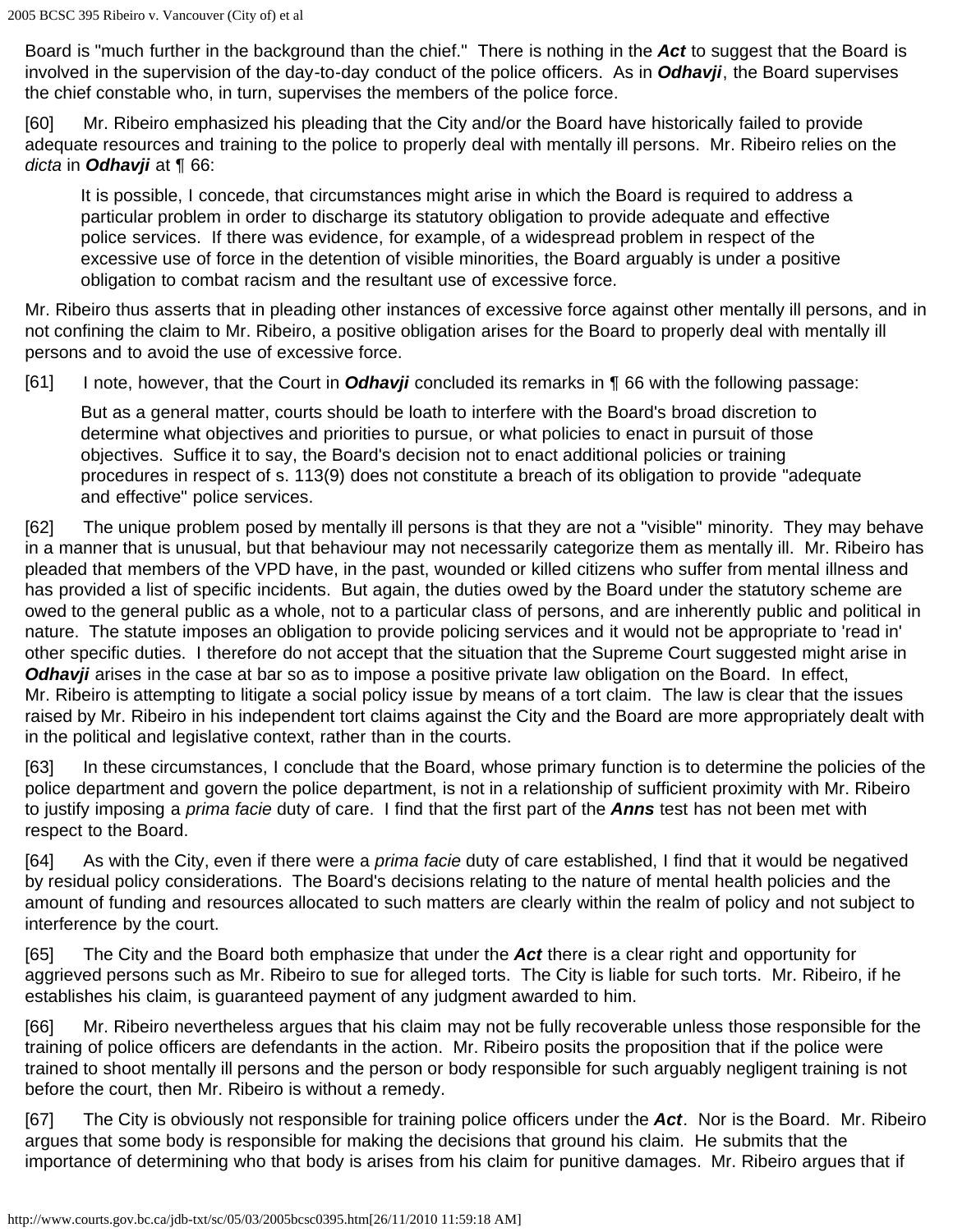Board is "much further in the background than the chief." There is nothing in the ***Act*** to suggest that the Board is involved in the supervision of the day-to-day conduct of the police officers. As in ***Odhavji***, the Board supervises the chief constable who, in turn, supervises the members of the police force.

[60] Mr. Ribeiro emphasized his pleading that the City and/or the Board have historically failed to provide adequate resources and training to the police to properly deal with mentally ill persons. Mr. Ribeiro relies on the *dicta* in ***Odhavji*** at ¶ 66:

> It is possible, I concede, that circumstances might arise in which the Board is required to address a particular problem in order to discharge its statutory obligation to provide adequate and effective police services. If there was evidence, for example, of a widespread problem in respect of the excessive use of force in the detention of visible minorities, the Board arguably is under a positive obligation to combat racism and the resultant use of excessive force.

Mr. Ribeiro thus asserts that in pleading other instances of excessive force against other mentally ill persons, and in not confining the claim to Mr. Ribeiro, a positive obligation arises for the Board to properly deal with mentally ill persons and to avoid the use of excessive force.

[61] I note, however, that the Court in ***Odhavji*** concluded its remarks in ¶ 66 with the following passage:

> But as a general matter, courts should be loath to interfere with the Board's broad discretion to determine what objectives and priorities to pursue, or what policies to enact in pursuit of those objectives. Suffice it to say, the Board's decision not to enact additional policies or training procedures in respect of s. 113(9) does not constitute a breach of its obligation to provide "adequate and effective" police services.

[62] The unique problem posed by mentally ill persons is that they are not a "visible" minority. They may behave in a manner that is unusual, but that behaviour may not necessarily categorize them as mentally ill. Mr. Ribeiro has pleaded that members of the VPD have, in the past, wounded or killed citizens who suffer from mental illness and has provided a list of specific incidents. But again, the duties owed by the Board under the statutory scheme are owed to the general public as a whole, not to a particular class of persons, and are inherently public and political in nature. The statute imposes an obligation to provide policing services and it would not be appropriate to 'read in' other specific duties. I therefore do not accept that the situation that the Supreme Court suggested might arise in ***Odhavji*** arises in the case at bar so as to impose a positive private law obligation on the Board. In effect, Mr. Ribeiro is attempting to litigate a social policy issue by means of a tort claim. The law is clear that the issues raised by Mr. Ribeiro in his independent tort claims against the City and the Board are more appropriately dealt with in the political and legislative context, rather than in the courts.

[63] In these circumstances, I conclude that the Board, whose primary function is to determine the policies of the police department and govern the police department, is not in a relationship of sufficient proximity with Mr. Ribeiro to justify imposing a *prima facie* duty of care. I find that the first part of the ***Anns*** test has not been met with respect to the Board.

[64] As with the City, even if there were a *prima facie* duty of care established, I find that it would be negatived by residual policy considerations. The Board's decisions relating to the nature of mental health policies and the amount of funding and resources allocated to such matters are clearly within the realm of policy and not subject to interference by the court.

[65] The City and the Board both emphasize that under the ***Act*** there is a clear right and opportunity for aggrieved persons such as Mr. Ribeiro to sue for alleged torts. The City is liable for such torts. Mr. Ribeiro, if he establishes his claim, is guaranteed payment of any judgment awarded to him.

[66] Mr. Ribeiro nevertheless argues that his claim may not be fully recoverable unless those responsible for the training of police officers are defendants in the action. Mr. Ribeiro posits the proposition that if the police were trained to shoot mentally ill persons and the person or body responsible for such arguably negligent training is not before the court, then Mr. Ribeiro is without a remedy.

[67] The City is obviously not responsible for training police officers under the ***Act***. Nor is the Board. Mr. Ribeiro argues that some body is responsible for making the decisions that ground his claim. He submits that the importance of determining who that body is arises from his claim for punitive damages. Mr. Ribeiro argues that if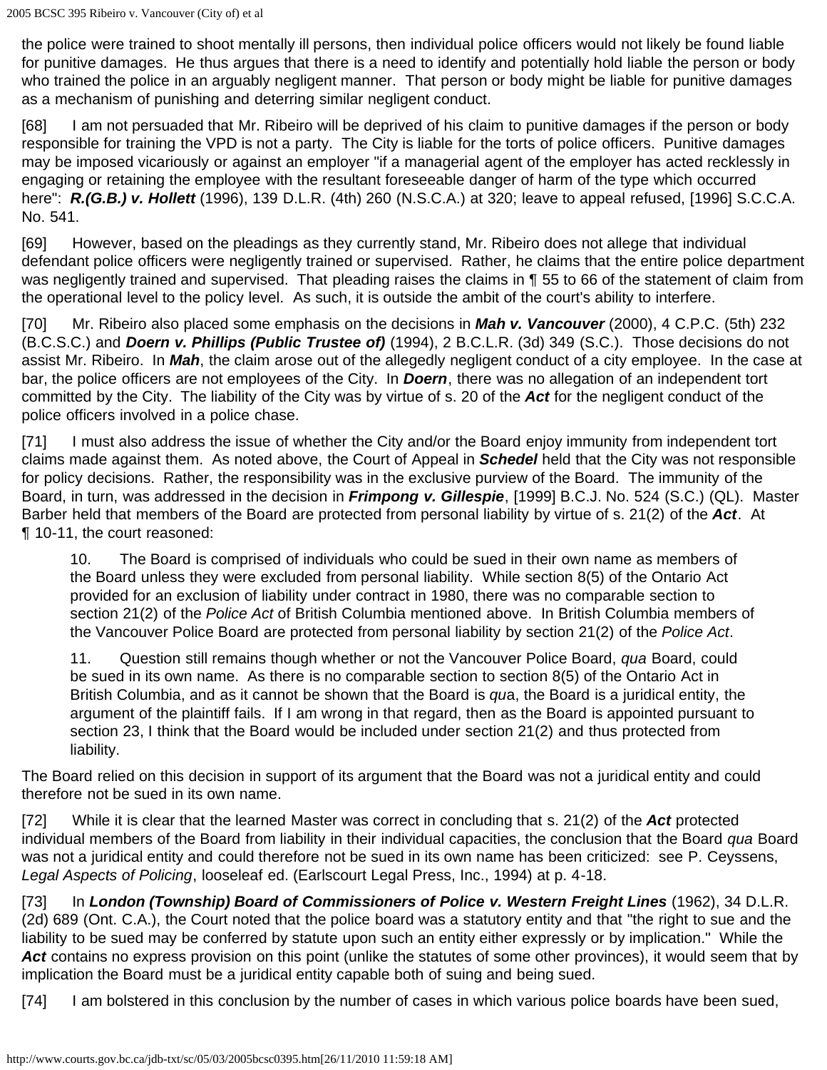the police were trained to shoot mentally ill persons, then individual police officers would not likely be found liable for punitive damages. He thus argues that there is a need to identify and potentially hold liable the person or body who trained the police in an arguably negligent manner. That person or body might be liable for punitive damages as a mechanism of punishing and deterring similar negligent conduct.

[68] I am not persuaded that Mr. Ribeiro will be deprived of his claim to punitive damages if the person or body responsible for training the VPD is not a party. The City is liable for the torts of police officers. Punitive damages may be imposed vicariously or against an employer "if a managerial agent of the employer has acted recklessly in engaging or retaining the employee with the resultant foreseeable danger of harm of the type which occurred here": ***R.(G.B.) v. Hollett*** (1996), 139 D.L.R. (4th) 260 (N.S.C.A.) at 320; leave to appeal refused, [1996] S.C.C.A. No. 541.

[69] However, based on the pleadings as they currently stand, Mr. Ribeiro does not allege that individual defendant police officers were negligently trained or supervised. Rather, he claims that the entire police department was negligently trained and supervised. That pleading raises the claims in ¶ 55 to 66 of the statement of claim from the operational level to the policy level. As such, it is outside the ambit of the court's ability to interfere.

[70] Mr. Ribeiro also placed some emphasis on the decisions in ***Mah v. Vancouver*** (2000), 4 C.P.C. (5th) 232 (B.C.S.C.) and ***Doern v. Phillips (Public Trustee of)*** (1994), 2 B.C.L.R. (3d) 349 (S.C.). Those decisions do not assist Mr. Ribeiro. In ***Mah***, the claim arose out of the allegedly negligent conduct of a city employee. In the case at bar, the police officers are not employees of the City. In ***Doern***, there was no allegation of an independent tort committed by the City. The liability of the City was by virtue of s. 20 of the ***Act*** for the negligent conduct of the police officers involved in a police chase.

[71] I must also address the issue of whether the City and/or the Board enjoy immunity from independent tort claims made against them. As noted above, the Court of Appeal in ***Schedel*** held that the City was not responsible for policy decisions. Rather, the responsibility was in the exclusive purview of the Board. The immunity of the Board, in turn, was addressed in the decision in ***Frimpong v. Gillespie***, [1999] B.C.J. No. 524 (S.C.) (QL). Master Barber held that members of the Board are protected from personal liability by virtue of s. 21(2) of the ***Act***. At ¶ 10-11, the court reasoned:

> 10. The Board is comprised of individuals who could be sued in their own name as members of the Board unless they were excluded from personal liability. While section 8(5) of the Ontario Act provided for an exclusion of liability under contract in 1980, there was no comparable section to section 21(2) of the *Police Act* of British Columbia mentioned above. In British Columbia members of the Vancouver Police Board are protected from personal liability by section 21(2) of the *Police Act*.
>
> 11. Question still remains though whether or not the Vancouver Police Board, *qua* Board, could be sued in its own name. As there is no comparable section to section 8(5) of the Ontario Act in British Columbia, and as it cannot be shown that the Board is *qu*a, the Board is a juridical entity, the argument of the plaintiff fails. If I am wrong in that regard, then as the Board is appointed pursuant to section 23, I think that the Board would be included under section 21(2) and thus protected from liability.

The Board relied on this decision in support of its argument that the Board was not a juridical entity and could therefore not be sued in its own name.

[72] While it is clear that the learned Master was correct in concluding that s. 21(2) of the ***Act*** protected individual members of the Board from liability in their individual capacities, the conclusion that the Board *qua* Board was not a juridical entity and could therefore not be sued in its own name has been criticized: see P. Ceyssens, *Legal Aspects of Policing*, looseleaf ed. (Earlscourt Legal Press, Inc., 1994) at p. 4-18.

[73] In ***London (Township) Board of Commissioners of Police v. Western Freight Lines*** (1962), 34 D.L.R. (2d) 689 (Ont. C.A.), the Court noted that the police board was a statutory entity and that "the right to sue and the liability to be sued may be conferred by statute upon such an entity either expressly or by implication." While the ***Act*** contains no express provision on this point (unlike the statutes of some other provinces), it would seem that by implication the Board must be a juridical entity capable both of suing and being sued.

[74] I am bolstered in this conclusion by the number of cases in which various police boards have been sued,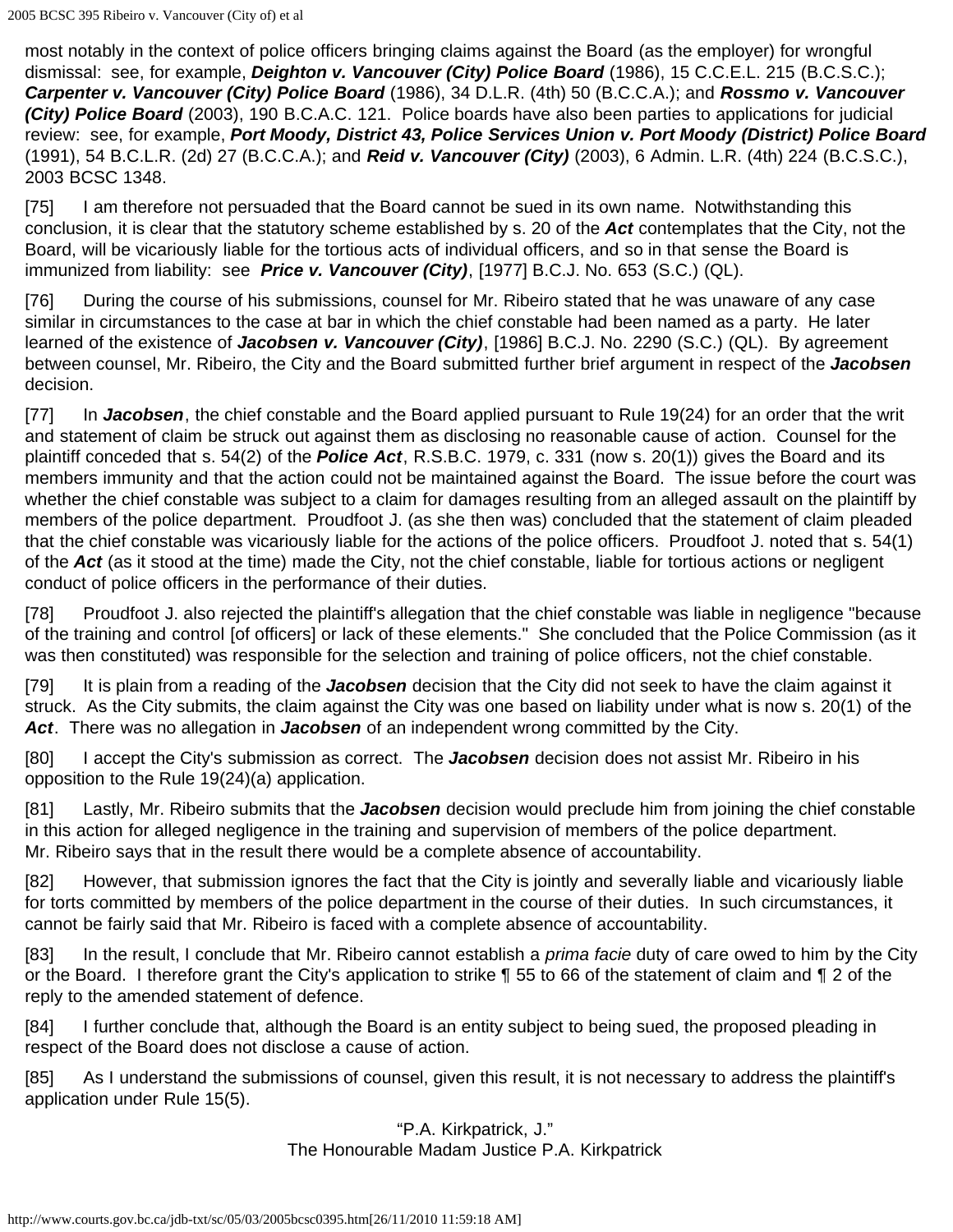most notably in the context of police officers bringing claims against the Board (as the employer) for wrongful dismissal: see, for example, ***Deighton v. Vancouver (City) Police Board*** (1986), 15 C.C.E.L. 215 (B.C.S.C.); ***Carpenter v. Vancouver (City) Police Board*** (1986), 34 D.L.R. (4th) 50 (B.C.C.A.); and ***Rossmo v. Vancouver (City) Police Board*** (2003), 190 B.C.A.C. 121. Police boards have also been parties to applications for judicial review: see, for example, ***Port Moody, District 43, Police Services Union v. Port Moody (District) Police Board*** (1991), 54 B.C.L.R. (2d) 27 (B.C.C.A.); and ***Reid v. Vancouver (City)*** (2003), 6 Admin. L.R. (4th) 224 (B.C.S.C.), 2003 BCSC 1348.

[75] I am therefore not persuaded that the Board cannot be sued in its own name. Notwithstanding this conclusion, it is clear that the statutory scheme established by s. 20 of the ***Act*** contemplates that the City, not the Board, will be vicariously liable for the tortious acts of individual officers, and so in that sense the Board is immunized from liability: see ***Price v. Vancouver (City)***, [1977] B.C.J. No. 653 (S.C.) (QL).

[76] During the course of his submissions, counsel for Mr. Ribeiro stated that he was unaware of any case similar in circumstances to the case at bar in which the chief constable had been named as a party. He later learned of the existence of ***Jacobsen v. Vancouver (City)***, [1986] B.C.J. No. 2290 (S.C.) (QL). By agreement between counsel, Mr. Ribeiro, the City and the Board submitted further brief argument in respect of the ***Jacobsen*** decision.

[77] In ***Jacobsen***, the chief constable and the Board applied pursuant to Rule 19(24) for an order that the writ and statement of claim be struck out against them as disclosing no reasonable cause of action. Counsel for the plaintiff conceded that s. 54(2) of the ***Police Act***, R.S.B.C. 1979, c. 331 (now s. 20(1)) gives the Board and its members immunity and that the action could not be maintained against the Board. The issue before the court was whether the chief constable was subject to a claim for damages resulting from an alleged assault on the plaintiff by members of the police department. Proudfoot J. (as she then was) concluded that the statement of claim pleaded that the chief constable was vicariously liable for the actions of the police officers. Proudfoot J. noted that s. 54(1) of the ***Act*** (as it stood at the time) made the City, not the chief constable, liable for tortious actions or negligent conduct of police officers in the performance of their duties.

[78] Proudfoot J. also rejected the plaintiff's allegation that the chief constable was liable in negligence "because of the training and control [of officers] or lack of these elements." She concluded that the Police Commission (as it was then constituted) was responsible for the selection and training of police officers, not the chief constable.

[79] It is plain from a reading of the ***Jacobsen*** decision that the City did not seek to have the claim against it struck. As the City submits, the claim against the City was one based on liability under what is now s. 20(1) of the ***Act***. There was no allegation in ***Jacobsen*** of an independent wrong committed by the City.

[80] I accept the City's submission as correct. The ***Jacobsen*** decision does not assist Mr. Ribeiro in his opposition to the Rule 19(24)(a) application.

[81] Lastly, Mr. Ribeiro submits that the ***Jacobsen*** decision would preclude him from joining the chief constable in this action for alleged negligence in the training and supervision of members of the police department. Mr. Ribeiro says that in the result there would be a complete absence of accountability.

[82] However, that submission ignores the fact that the City is jointly and severally liable and vicariously liable for torts committed by members of the police department in the course of their duties. In such circumstances, it cannot be fairly said that Mr. Ribeiro is faced with a complete absence of accountability.

[83] In the result, I conclude that Mr. Ribeiro cannot establish a *prima facie* duty of care owed to him by the City or the Board. I therefore grant the City's application to strike ¶ 55 to 66 of the statement of claim and ¶ 2 of the reply to the amended statement of defence.

[84] I further conclude that, although the Board is an entity subject to being sued, the proposed pleading in respect of the Board does not disclose a cause of action.

[85] As I understand the submissions of counsel, given this result, it is not necessary to address the plaintiff's application under Rule 15(5).

"P.A. Kirkpatrick, J."
The Honourable Madam Justice P.A. Kirkpatrick